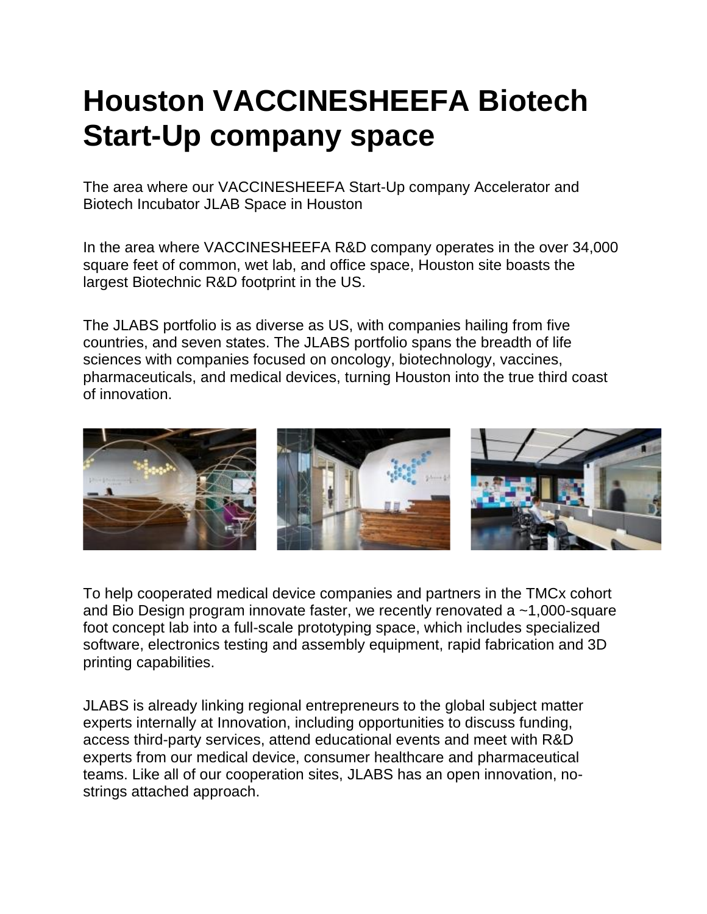# Houston VACCINESHEEFA Biotech Start-Up company space

The area where our VACCINESHEEFA Start-Up company Accelerator and Biotech Incubator JLAB Space in Houston

In the area where VACCINESHEEFA R&D company operates in the over 34,000 square feet of common, wet lab, and office space, Houston site boasts the largest Biotechnic R&D footprint in the US.

The JLABS portfolio is as diverse as US, with companies hailing from five countries, and seven states. The JLABS portfolio spans the breadth of life sciences with companies focused on oncology, biotechnology, vaccines, pharmaceuticals, and medical devices, turning Houston into the true third coast of innovation.

To help cooperated medical device companies and partners in the TMCx cohort and Bio Design program innovate faster, we recently renovated a ~1,000-square foot concept lab into a full-scale prototyping space, which includes specialized software, electronics testing and assembly equipment, rapid fabrication and 3D printing capabilities.

JLABS is already linking regional entrepreneurs to the global subject matter experts internally at Innovation, including opportunities to discuss funding, access third-party services, attend educational events and meet with R&D experts from our medical device, consumer healthcare and pharmaceutical teams. Like all of our cooperation sites, JLABS has an open innovation, no-strings attached approach.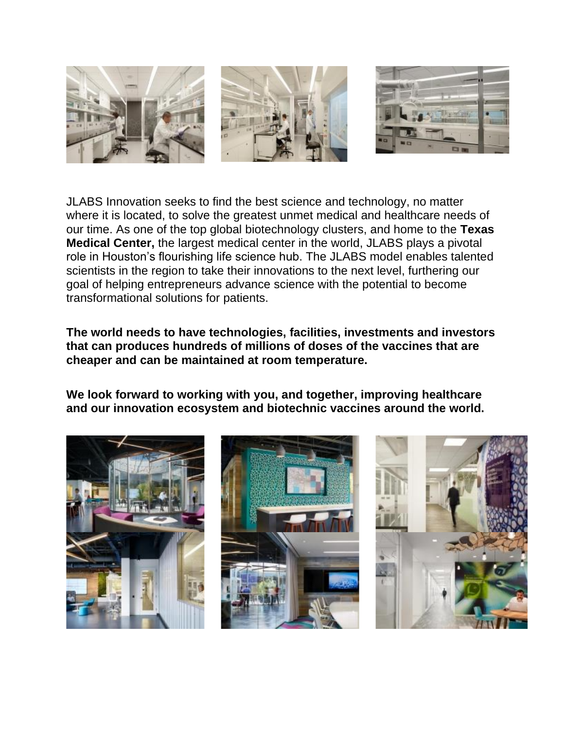JLABS Innovation seeks to find the best science and technology, no matter where it is located, to solve the greatest unmet medical and healthcare needs of our time. As one of the top global biotechnology clusters, and home to the **Texas Medical Center,** the largest medical center in the world, JLABS plays a pivotal role in Houston's flourishing life science hub. The JLABS model enables talented scientists in the region to take their innovations to the next level, furthering our goal of helping entrepreneurs advance science with the potential to become transformational solutions for patients.

**The world needs to have technologies, facilities, investments and investors that can produces hundreds of millions of doses of the vaccines that are cheaper and can be maintained at room temperature.**

**We look forward to working with you, and together, improving healthcare and our innovation ecosystem and biotechnic vaccines around the world.**